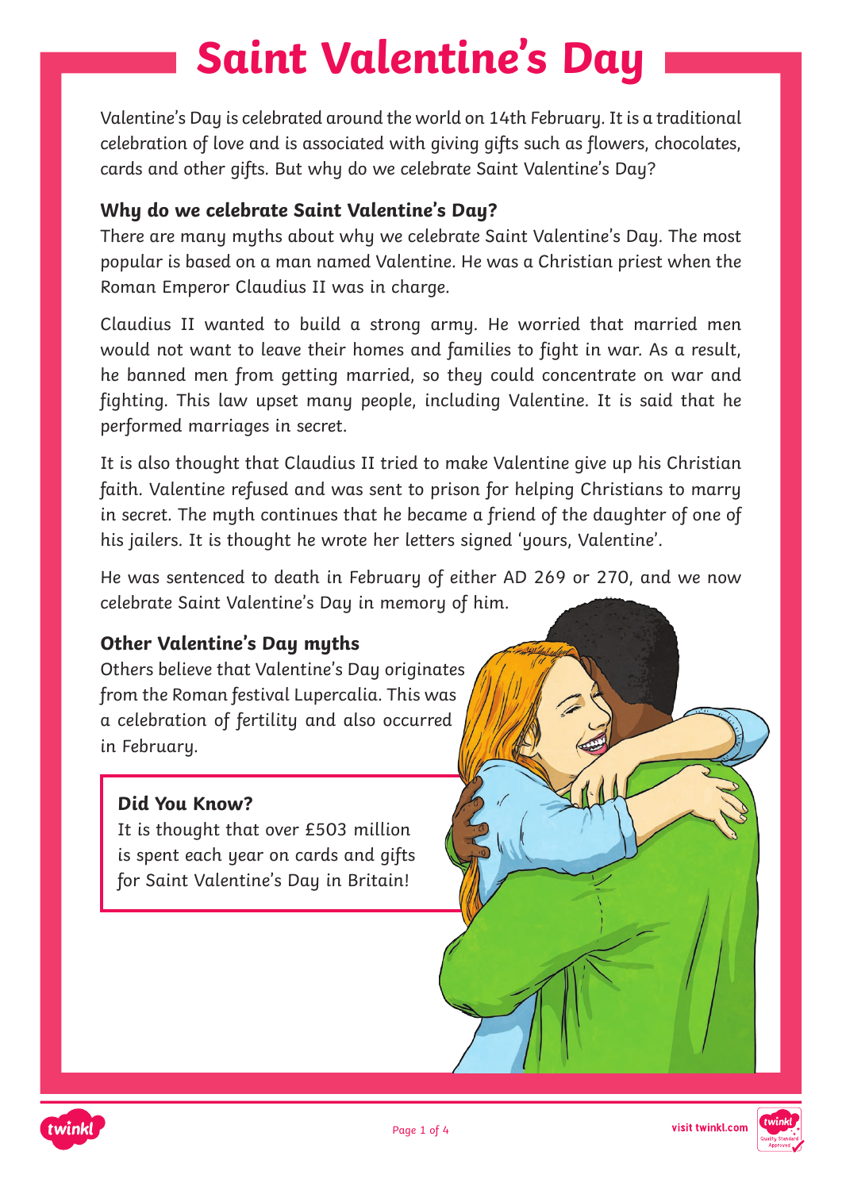# Saint Valentine's Day

Valentine's Day is celebrated around the world on 14th February. It is a traditional celebration of love and is associated with giving gifts such as flowers, chocolates, cards and other gifts. But why do we celebrate Saint Valentine's Day?

### Why do we celebrate Saint Valentine's Day?

There are many myths about why we celebrate Saint Valentine's Day. The most popular is based on a man named Valentine. He was a Christian priest when the Roman Emperor Claudius II was in charge.

Claudius II wanted to build a strong army. He worried that married men would not want to leave their homes and families to fight in war. As a result, he banned men from getting married, so they could concentrate on war and fighting. This law upset many people, including Valentine. It is said that he performed marriages in secret.

It is also thought that Claudius II tried to make Valentine give up his Christian faith. Valentine refused and was sent to prison for helping Christians to marry in secret. The myth continues that he became a friend of the daughter of one of his jailers. It is thought he wrote her letters signed 'yours, Valentine'.

He was sentenced to death in February of either AD 269 or 270, and we now celebrate Saint Valentine's Day in memory of him.

### Other Valentine's Day myths

Others believe that Valentine's Day originates from the Roman festival Lupercalia. This was a celebration of fertility and also occurred in February.

**Did You Know?**

It is thought that over £503 million is spent each year on cards and gifts for Saint Valentine's Day in Britain!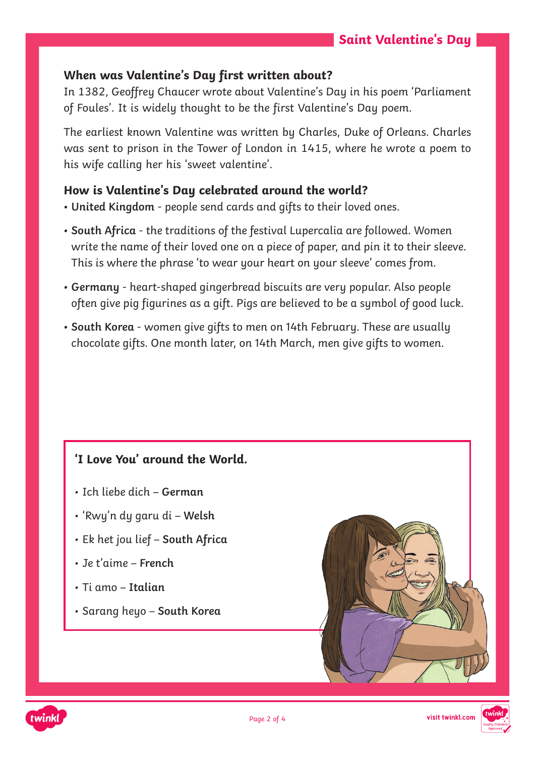## When was Valentine's Day first written about?

In 1382, Geoffrey Chaucer wrote about Valentine's Day in his poem 'Parliament of Foules'. It is widely thought to be the first Valentine's Day poem.

The earliest known Valentine was written by Charles, Duke of Orleans. Charles was sent to prison in the Tower of London in 1415, where he wrote a poem to his wife calling her his 'sweet valentine'.

## How is Valentine's Day celebrated around the world?

- **United Kingdom** - people send cards and gifts to their loved ones.
- **South Africa** - the traditions of the festival Lupercalia are followed. Women write the name of their loved one on a piece of paper, and pin it to their sleeve. This is where the phrase 'to wear your heart on your sleeve' comes from.
- **Germany** - heart-shaped gingerbread biscuits are very popular. Also people often give pig figurines as a gift. Pigs are believed to be a symbol of good luck.
- **South Korea** - women give gifts to men on 14th February. These are usually chocolate gifts. One month later, on 14th March, men give gifts to women.

### 'I Love You' around the World.

- Ich liebe dich – **German**
- 'Rwy'n dy garu di – **Welsh**
- Ek het jou lief – **South Africa**
- Je t'aime – **French**
- Ti amo – **Italian**
- Sarang heyo – **South Korea**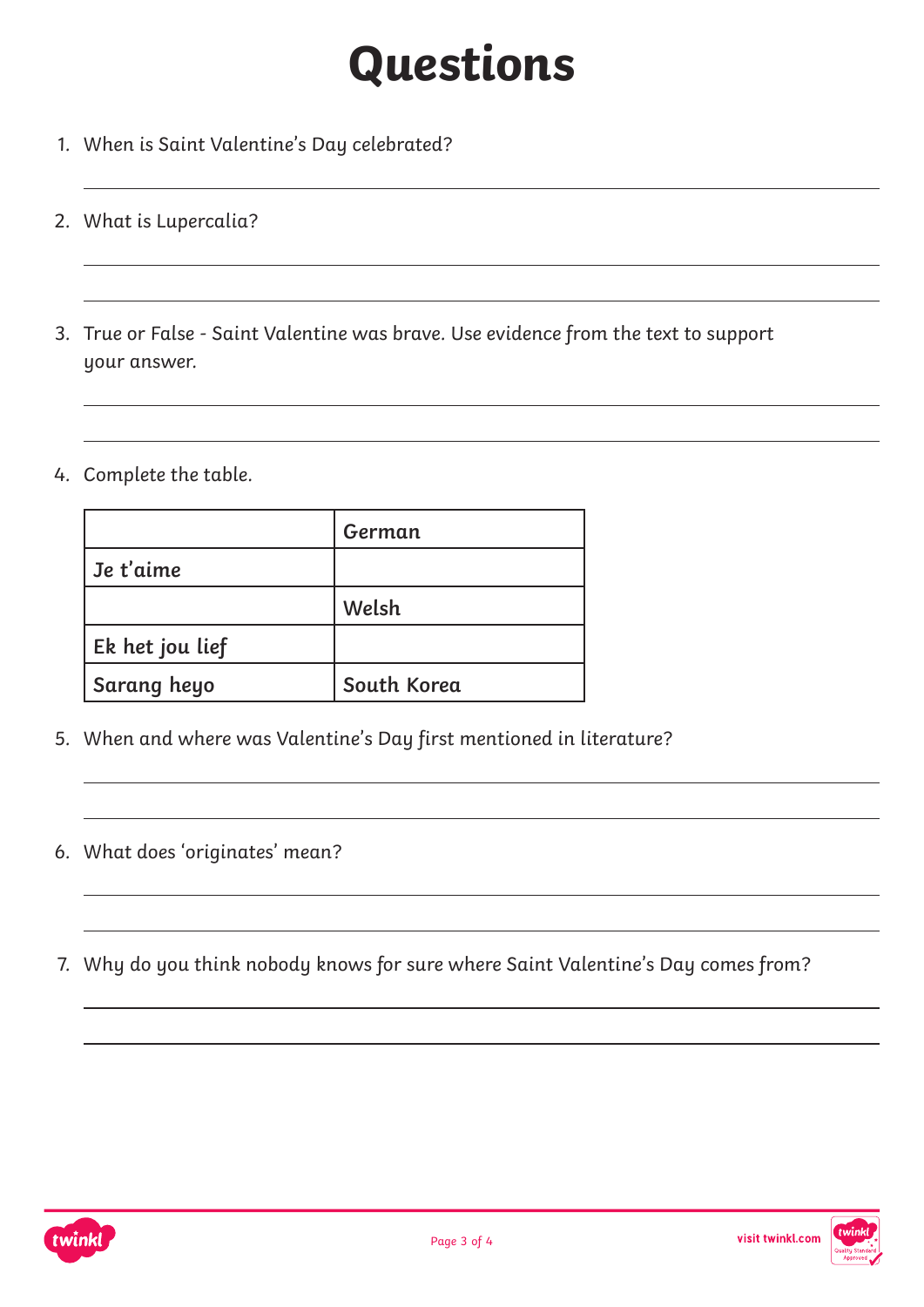# Questions

1. When is Saint Valentine's Day celebrated?

2. What is Lupercalia?

3. True or False - Saint Valentine was brave. Use evidence from the text to support your answer.

4. Complete the table.

| | German |
|---|---|
| Je t'aime | |
| | Welsh |
| Ek het jou lief | |
| Sarang heyo | South Korea |

5. When and where was Valentine's Day first mentioned in literature?

6. What does 'originates' mean?

7. Why do you think nobody knows for sure where Saint Valentine's Day comes from?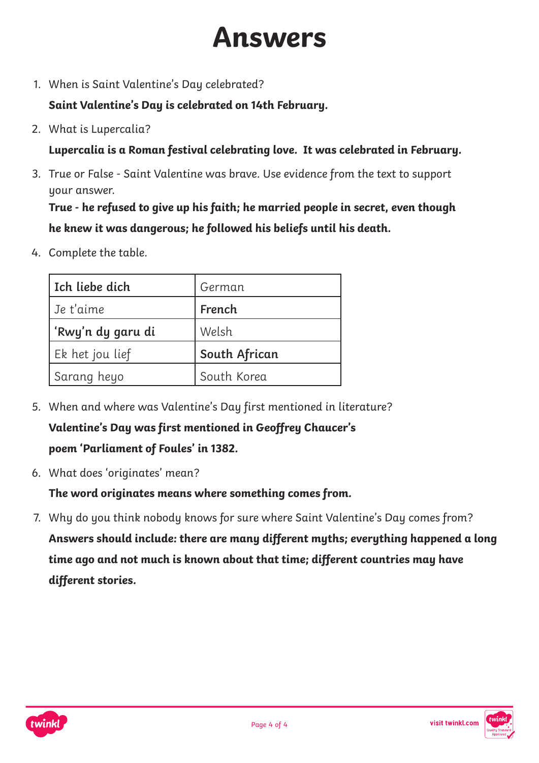# Answers

1. When is Saint Valentine's Day celebrated?

   **Saint Valentine's Day is celebrated on 14th February.**

2. What is Lupercalia?

   **Lupercalia is a Roman festival celebrating love. It was celebrated in February.**

3. True or False - Saint Valentine was brave. Use evidence from the text to support your answer.

   **True - he refused to give up his faith; he married people in secret, even though he knew it was dangerous; he followed his beliefs until his death.**

4. Complete the table.

| **Ich liebe dich** | German |
|---|---|
| Je t'aime | **French** |
| **'Rwy'n dy garu di** | Welsh |
| Ek het jou lief | **South African** |
| Sarang heyo | South Korea |

5. When and where was Valentine's Day first mentioned in literature?

   **Valentine's Day was first mentioned in Geoffrey Chaucer's poem 'Parliament of Foules' in 1382.**

6. What does 'originates' mean?

   **The word originates means where something comes from.**

7. Why do you think nobody knows for sure where Saint Valentine's Day comes from?

   **Answers should include: there are many different myths; everything happened a long time ago and not much is known about that time; different countries may have different stories.**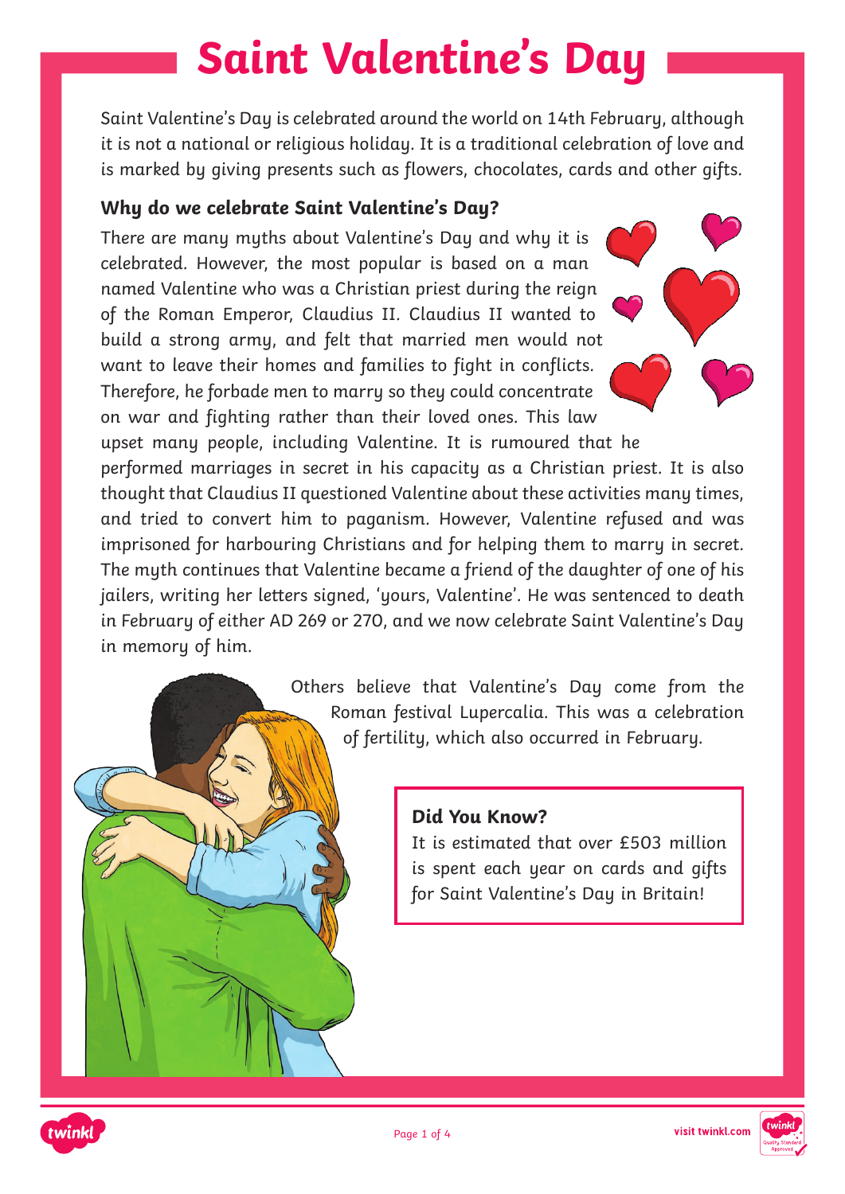# Saint Valentine's Day

Saint Valentine's Day is celebrated around the world on 14th February, although it is not a national or religious holiday. It is a traditional celebration of love and is marked by giving presents such as flowers, chocolates, cards and other gifts.

## Why do we celebrate Saint Valentine's Day?

There are many myths about Valentine's Day and why it is celebrated. However, the most popular is based on a man named Valentine who was a Christian priest during the reign of the Roman Emperor, Claudius II. Claudius II wanted to build a strong army, and felt that married men would not want to leave their homes and families to fight in conflicts. Therefore, he forbade men to marry so they could concentrate on war and fighting rather than their loved ones. This law upset many people, including Valentine. It is rumoured that he performed marriages in secret in his capacity as a Christian priest. It is also thought that Claudius II questioned Valentine about these activities many times, and tried to convert him to paganism. However, Valentine refused and was imprisoned for harbouring Christians and for helping them to marry in secret. The myth continues that Valentine became a friend of the daughter of one of his jailers, writing her letters signed, 'yours, Valentine'. He was sentenced to death in February of either AD 269 or 270, and we now celebrate Saint Valentine's Day in memory of him.

Others believe that Valentine's Day come from the Roman festival Lupercalia. This was a celebration of fertility, which also occurred in February.

**Did You Know?**

It is estimated that over £503 million is spent each year on cards and gifts for Saint Valentine's Day in Britain!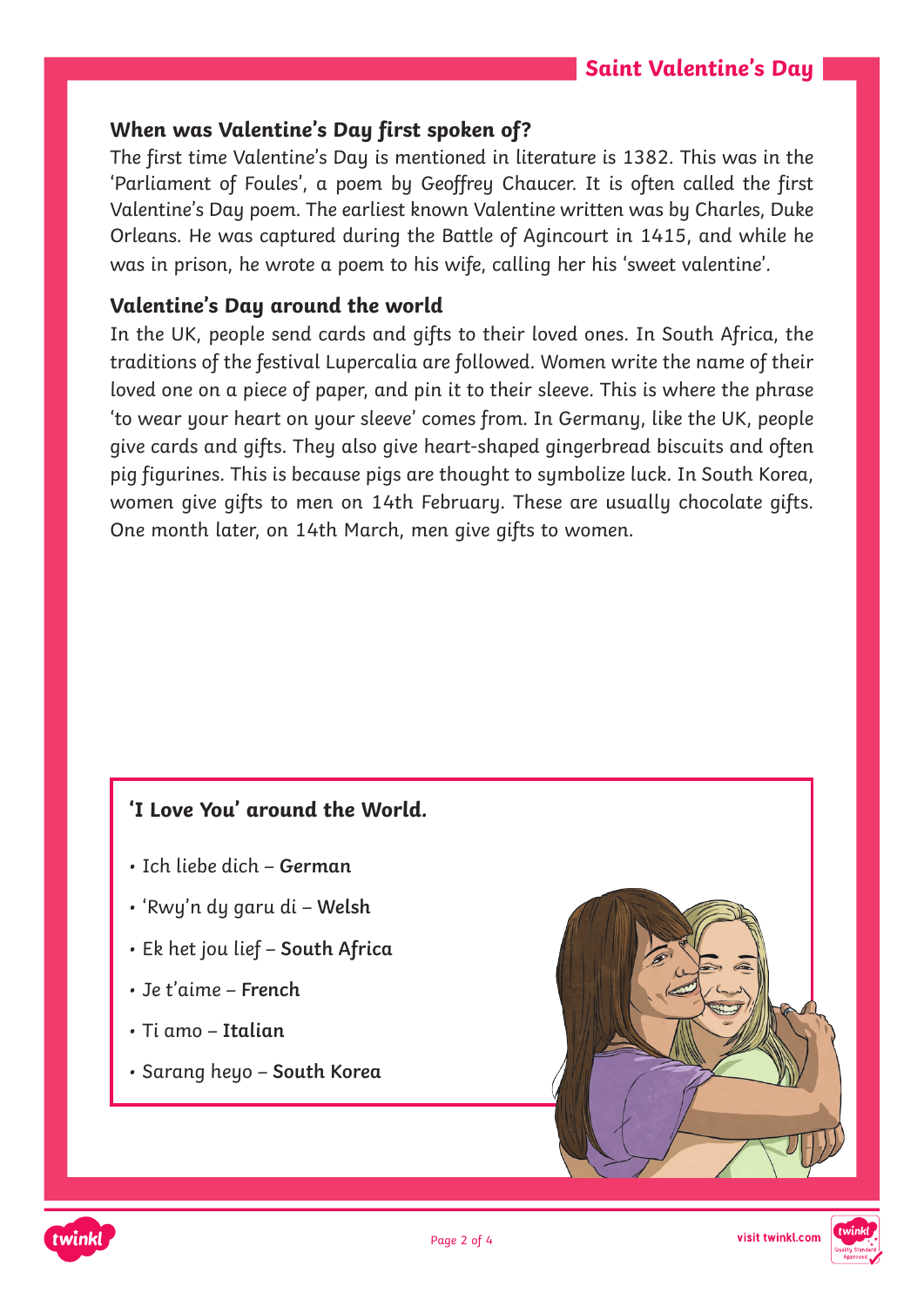### When was Valentine's Day first spoken of?

The first time Valentine's Day is mentioned in literature is 1382. This was in the 'Parliament of Foules', a poem by Geoffrey Chaucer. It is often called the first Valentine's Day poem. The earliest known Valentine written was by Charles, Duke Orleans. He was captured during the Battle of Agincourt in 1415, and while he was in prison, he wrote a poem to his wife, calling her his 'sweet valentine'.

### Valentine's Day around the world

In the UK, people send cards and gifts to their loved ones. In South Africa, the traditions of the festival Lupercalia are followed. Women write the name of their loved one on a piece of paper, and pin it to their sleeve. This is where the phrase 'to wear your heart on your sleeve' comes from. In Germany, like the UK, people give cards and gifts. They also give heart-shaped gingerbread biscuits and often pig figurines. This is because pigs are thought to symbolize luck. In South Korea, women give gifts to men on 14th February. These are usually chocolate gifts. One month later, on 14th March, men give gifts to women.

### 'I Love You' around the World.

- Ich liebe dich – **German**
- 'Rwy'n dy garu di – **Welsh**
- Ek het jou lief – **South Africa**
- Je t'aime – **French**
- Ti amo – **Italian**
- Sarang heyo – **South Korea**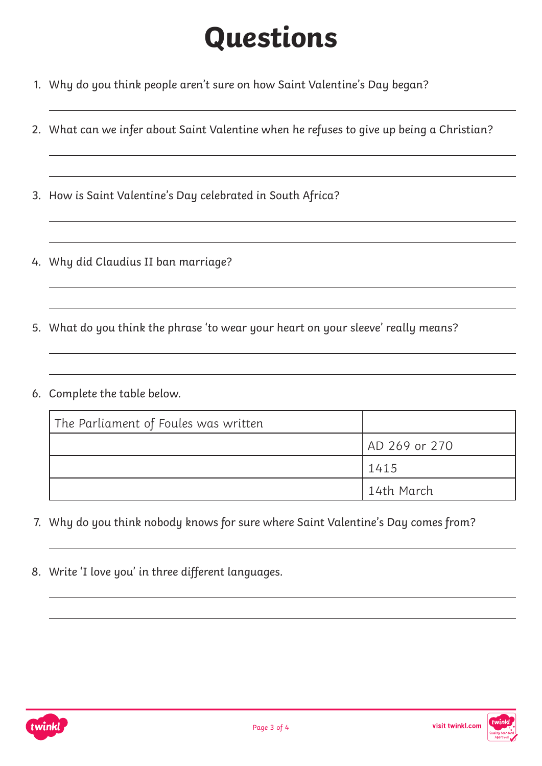# Questions

1. Why do you think people aren't sure on how Saint Valentine's Day began?

2. What can we infer about Saint Valentine when he refuses to give up being a Christian?

3. How is Saint Valentine's Day celebrated in South Africa?

4. Why did Claudius II ban marriage?

5. What do you think the phrase 'to wear your heart on your sleeve' really means?

6. Complete the table below.

| The Parliament of Foules was written | |
|---|---|
| | AD 269 or 270 |
| | 1415 |
| | 14th March |

7. Why do you think nobody knows for sure where Saint Valentine's Day comes from?

8. Write 'I love you' in three different languages.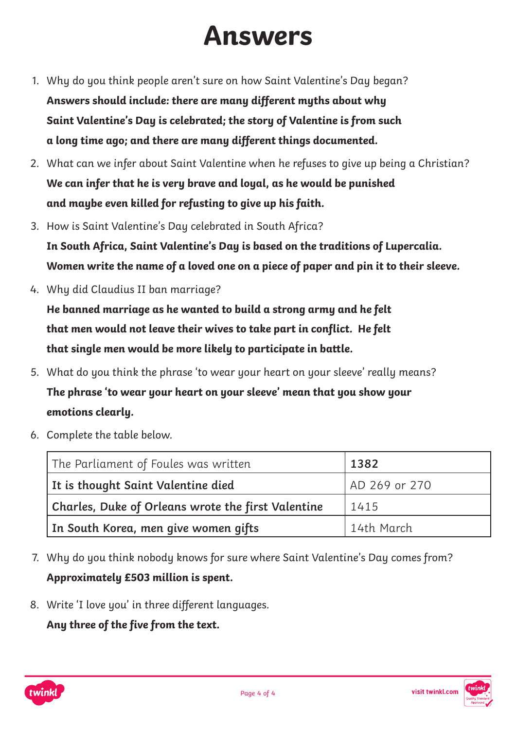# Answers

1. Why do you think people aren't sure on how Saint Valentine's Day began?
   **Answers should include: there are many different myths about why Saint Valentine's Day is celebrated; the story of Valentine is from such a long time ago; and there are many different things documented.**
2. What can we infer about Saint Valentine when he refuses to give up being a Christian?
   **We can infer that he is very brave and loyal, as he would be punished and maybe even killed for refusting to give up his faith.**
3. How is Saint Valentine's Day celebrated in South Africa?
   **In South Africa, Saint Valentine's Day is based on the traditions of Lupercalia. Women write the name of a loved one on a piece of paper and pin it to their sleeve.**
4. Why did Claudius II ban marriage?
   **He banned marriage as he wanted to build a strong army and he felt that men would not leave their wives to take part in conflict. He felt that single men would be more likely to participate in battle.**
5. What do you think the phrase 'to wear your heart on your sleeve' really means?
   **The phrase 'to wear your heart on your sleeve' mean that you show your emotions clearly.**
6. Complete the table below.

| The Parliament of Foules was written | **1382** |
|---|---|
| **It is thought Saint Valentine died** | AD 269 or 270 |
| **Charles, Duke of Orleans wrote the first Valentine** | 1415 |
| **In South Korea, men give women gifts** | 14th March |

7. Why do you think nobody knows for sure where Saint Valentine's Day comes from?
   **Approximately £503 million is spent.**
8. Write 'I love you' in three different languages.
   **Any three of the five from the text.**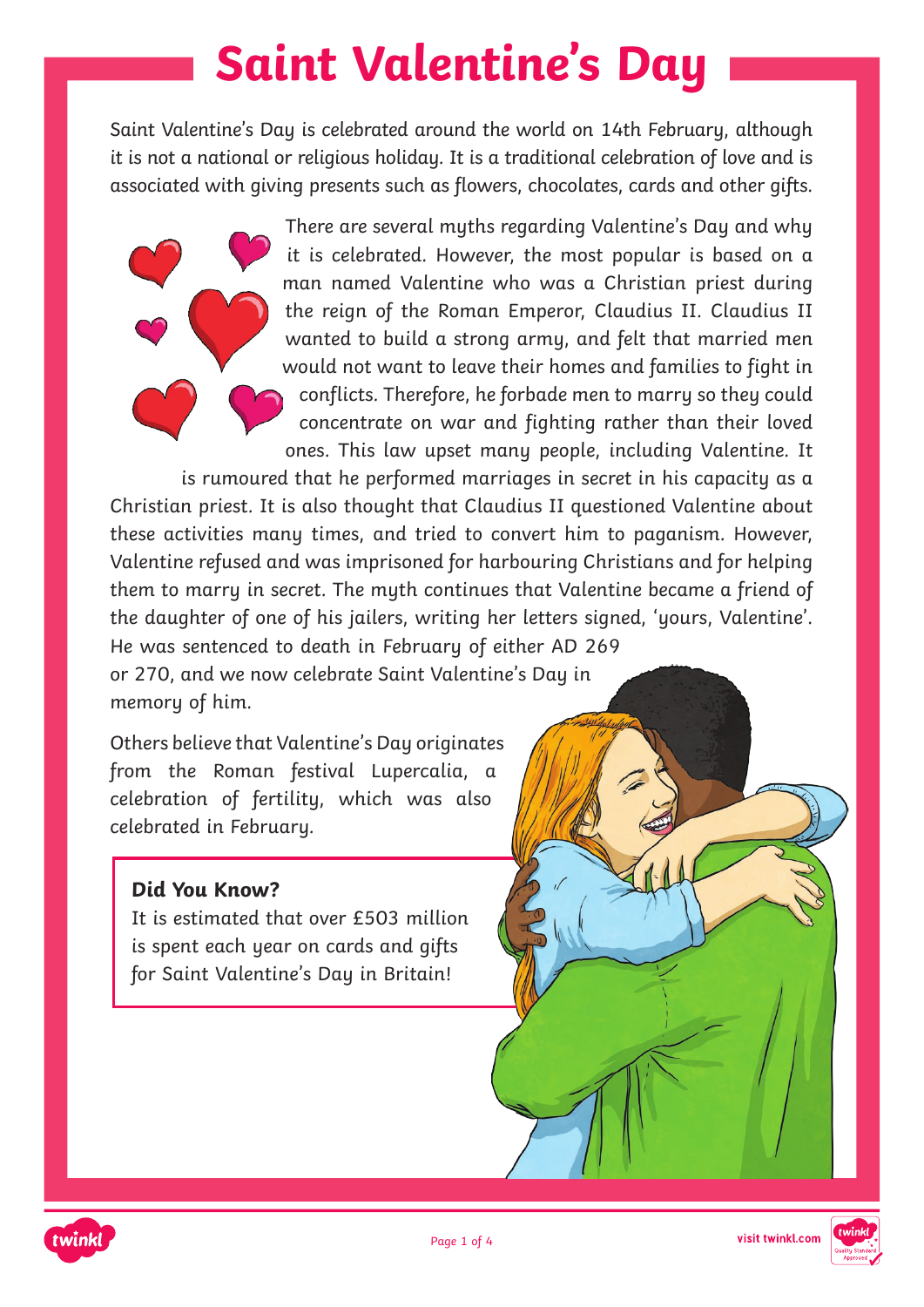# Saint Valentine's Day

Saint Valentine's Day is celebrated around the world on 14th February, although it is not a national or religious holiday. It is a traditional celebration of love and is associated with giving presents such as flowers, chocolates, cards and other gifts.

There are several myths regarding Valentine's Day and why it is celebrated. However, the most popular is based on a man named Valentine who was a Christian priest during the reign of the Roman Emperor, Claudius II. Claudius II wanted to build a strong army, and felt that married men would not want to leave their homes and families to fight in conflicts. Therefore, he forbade men to marry so they could concentrate on war and fighting rather than their loved ones. This law upset many people, including Valentine. It is rumoured that he performed marriages in secret in his capacity as a Christian priest. It is also thought that Claudius II questioned Valentine about these activities many times, and tried to convert him to paganism. However, Valentine refused and was imprisoned for harbouring Christians and for helping them to marry in secret. The myth continues that Valentine became a friend of the daughter of one of his jailers, writing her letters signed, 'yours, Valentine'. He was sentenced to death in February of either AD 269 or 270, and we now celebrate Saint Valentine's Day in memory of him.

Others believe that Valentine's Day originates from the Roman festival Lupercalia, a celebration of fertility, which was also celebrated in February.

**Did You Know?**

It is estimated that over £503 million is spent each year on cards and gifts for Saint Valentine's Day in Britain!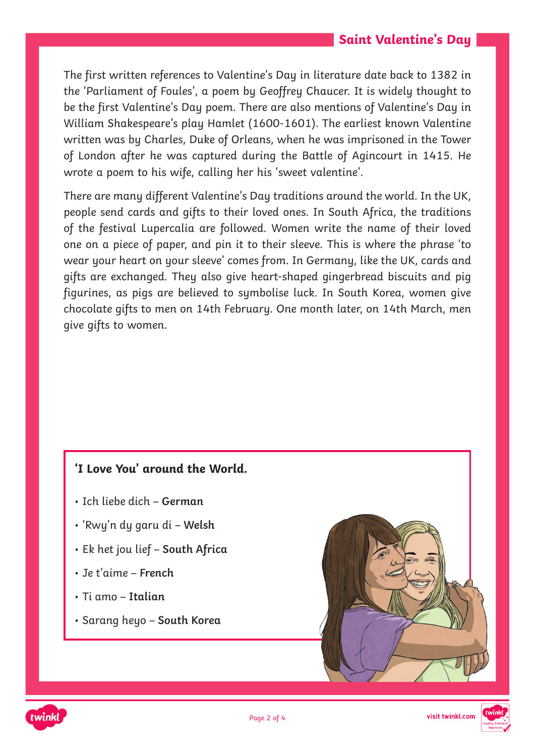# Saint Valentine's Day

The first written references to Valentine's Day in literature date back to 1382 in the 'Parliament of Foules', a poem by Geoffrey Chaucer. It is widely thought to be the first Valentine's Day poem. There are also mentions of Valentine's Day in William Shakespeare's play Hamlet (1600-1601). The earliest known Valentine written was by Charles, Duke of Orleans, when he was imprisoned in the Tower of London after he was captured during the Battle of Agincourt in 1415. He wrote a poem to his wife, calling her his 'sweet valentine'.

There are many different Valentine's Day traditions around the world. In the UK, people send cards and gifts to their loved ones. In South Africa, the traditions of the festival Lupercalia are followed. Women write the name of their loved one on a piece of paper, and pin it to their sleeve. This is where the phrase 'to wear your heart on your sleeve' comes from. In Germany, like the UK, cards and gifts are exchanged. They also give heart-shaped gingerbread biscuits and pig figurines, as pigs are believed to symbolise luck. In South Korea, women give chocolate gifts to men on 14th February. One month later, on 14th March, men give gifts to women.

**'I Love You' around the World.**

- Ich liebe dich – **German**
- 'Rwy'n dy garu di – **Welsh**
- Ek het jou lief – **South Africa**
- Je t'aime – **French**
- Ti amo – **Italian**
- Sarang heyo – **South Korea**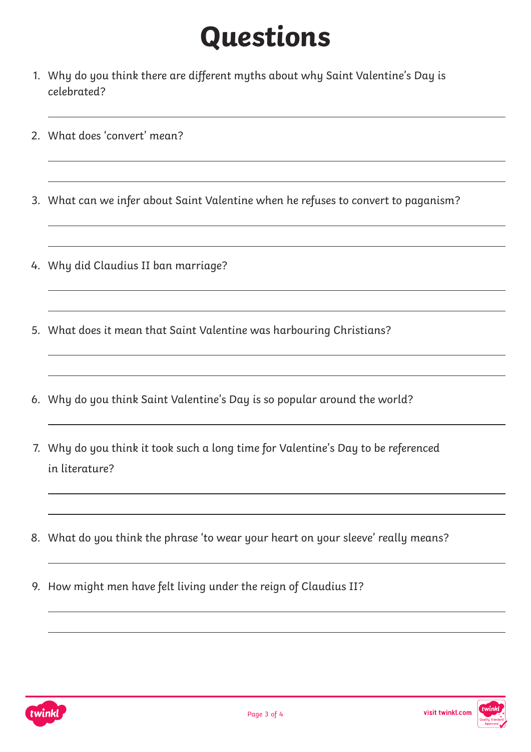# Questions

1. Why do you think there are different myths about why Saint Valentine's Day is celebrated?

2. What does 'convert' mean?

3. What can we infer about Saint Valentine when he refuses to convert to paganism?

4. Why did Claudius II ban marriage?

5. What does it mean that Saint Valentine was harbouring Christians?

6. Why do you think Saint Valentine's Day is so popular around the world?

7. Why do you think it took such a long time for Valentine's Day to be referenced in literature?

8. What do you think the phrase 'to wear your heart on your sleeve' really means?

9. How might men have felt living under the reign of Claudius II?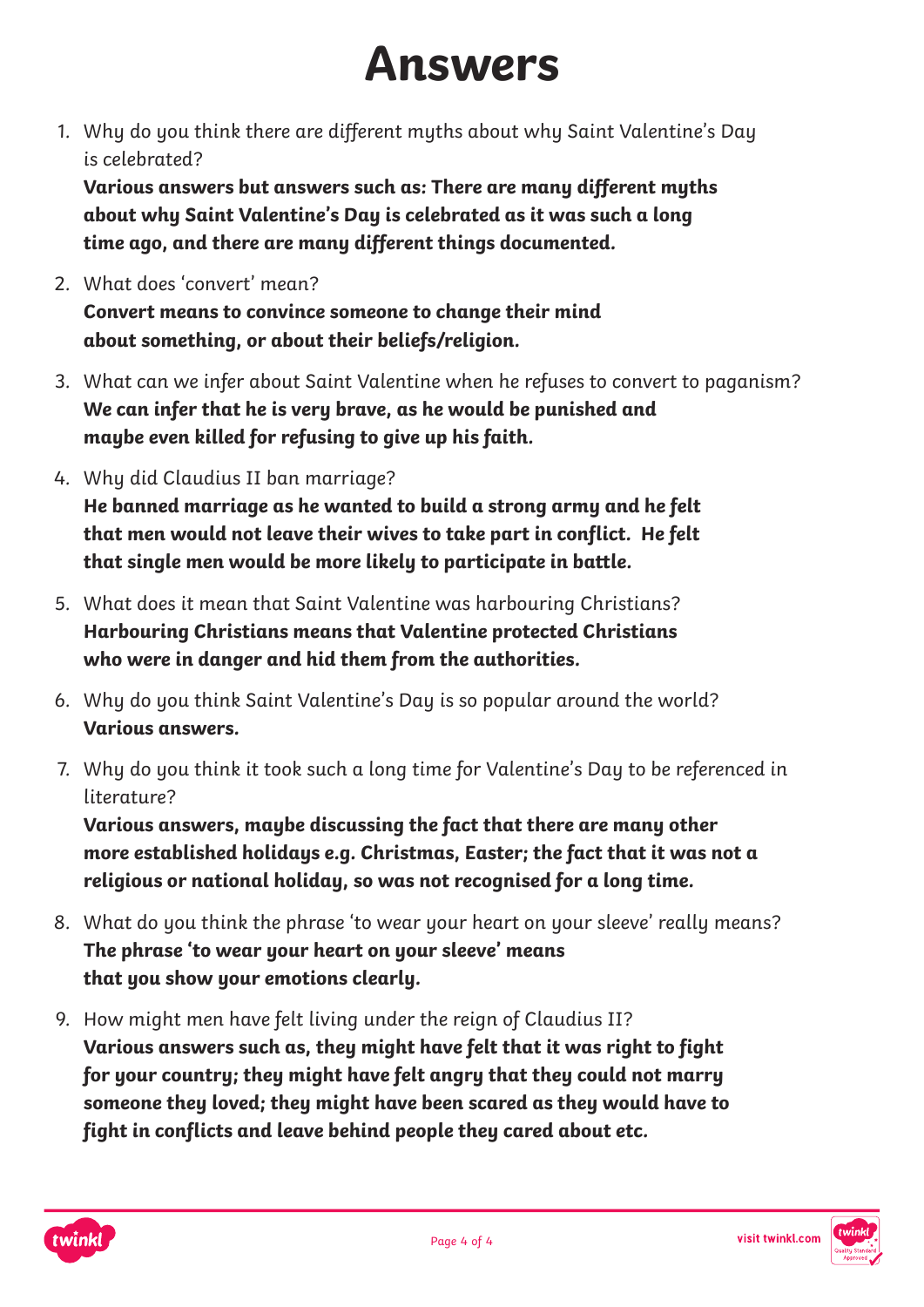# Answers

1. Why do you think there are different myths about why Saint Valentine's Day is celebrated?
   **Various answers but answers such as: There are many different myths about why Saint Valentine's Day is celebrated as it was such a long time ago, and there are many different things documented.**

2. What does 'convert' mean?
   **Convert means to convince someone to change their mind about something, or about their beliefs/religion.**

3. What can we infer about Saint Valentine when he refuses to convert to paganism?
   **We can infer that he is very brave, as he would be punished and maybe even killed for refusing to give up his faith.**

4. Why did Claudius II ban marriage?
   **He banned marriage as he wanted to build a strong army and he felt that men would not leave their wives to take part in conflict. He felt that single men would be more likely to participate in battle.**

5. What does it mean that Saint Valentine was harbouring Christians?
   **Harbouring Christians means that Valentine protected Christians who were in danger and hid them from the authorities.**

6. Why do you think Saint Valentine's Day is so popular around the world?
   **Various answers.**

7. Why do you think it took such a long time for Valentine's Day to be referenced in literature?
   **Various answers, maybe discussing the fact that there are many other more established holidays e.g. Christmas, Easter; the fact that it was not a religious or national holiday, so was not recognised for a long time.**

8. What do you think the phrase 'to wear your heart on your sleeve' really means?
   **The phrase 'to wear your heart on your sleeve' means that you show your emotions clearly.**

9. How might men have felt living under the reign of Claudius II?
   **Various answers such as, they might have felt that it was right to fight for your country; they might have felt angry that they could not marry someone they loved; they might have been scared as they would have to fight in conflicts and leave behind people they cared about etc.**